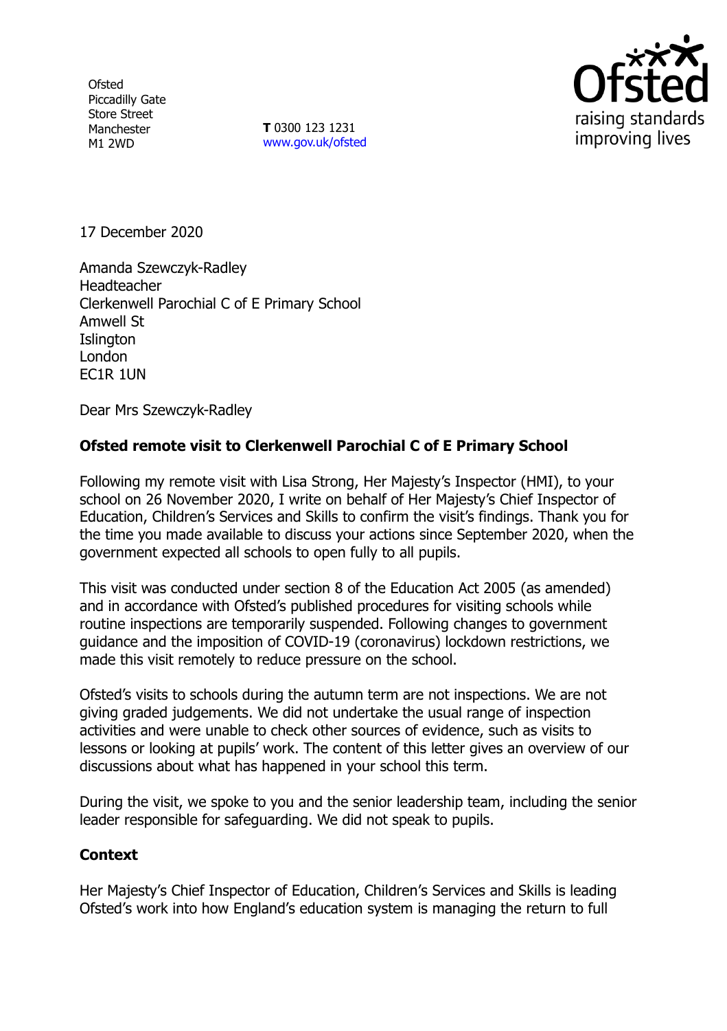Ofsted
Piccadilly Gate
Store Street
Manchester
M1 2WD

**T** 0300 123 1231
www.gov.uk/ofsted

17 December 2020

Amanda Szewczyk-Radley
Headteacher
Clerkenwell Parochial C of E Primary School
Amwell St
Islington
London
EC1R 1UN

Dear Mrs Szewczyk-Radley

**Ofsted remote visit to Clerkenwell Parochial C of E Primary School**

Following my remote visit with Lisa Strong, Her Majesty's Inspector (HMI), to your school on 26 November 2020, I write on behalf of Her Majesty's Chief Inspector of Education, Children's Services and Skills to confirm the visit's findings. Thank you for the time you made available to discuss your actions since September 2020, when the government expected all schools to open fully to all pupils.

This visit was conducted under section 8 of the Education Act 2005 (as amended) and in accordance with Ofsted's published procedures for visiting schools while routine inspections are temporarily suspended. Following changes to government guidance and the imposition of COVID-19 (coronavirus) lockdown restrictions, we made this visit remotely to reduce pressure on the school.

Ofsted's visits to schools during the autumn term are not inspections. We are not giving graded judgements. We did not undertake the usual range of inspection activities and were unable to check other sources of evidence, such as visits to lessons or looking at pupils' work. The content of this letter gives an overview of our discussions about what has happened in your school this term.

During the visit, we spoke to you and the senior leadership team, including the senior leader responsible for safeguarding. We did not speak to pupils.

**Context**

Her Majesty's Chief Inspector of Education, Children's Services and Skills is leading Ofsted's work into how England's education system is managing the return to full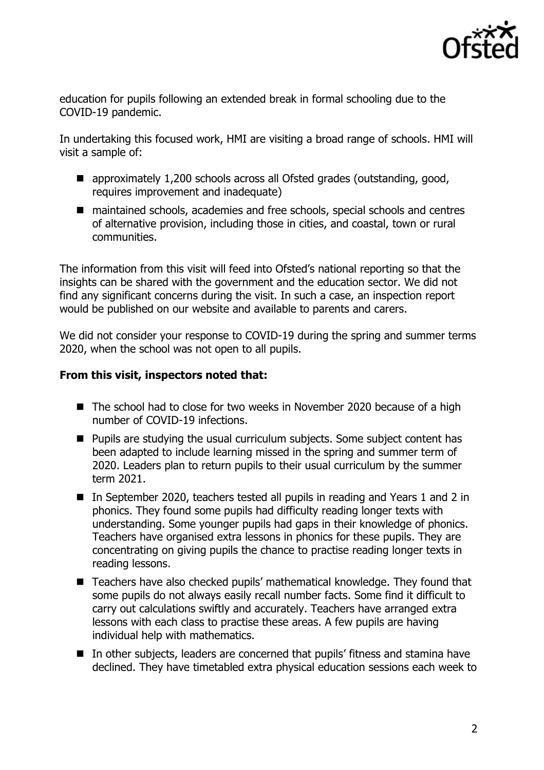education for pupils following an extended break in formal schooling due to the COVID-19 pandemic.

In undertaking this focused work, HMI are visiting a broad range of schools. HMI will visit a sample of:

- approximately 1,200 schools across all Ofsted grades (outstanding, good, requires improvement and inadequate)
- maintained schools, academies and free schools, special schools and centres of alternative provision, including those in cities, and coastal, town or rural communities.

The information from this visit will feed into Ofsted's national reporting so that the insights can be shared with the government and the education sector. We did not find any significant concerns during the visit. In such a case, an inspection report would be published on our website and available to parents and carers.

We did not consider your response to COVID-19 during the spring and summer terms 2020, when the school was not open to all pupils.

**From this visit, inspectors noted that:**

- The school had to close for two weeks in November 2020 because of a high number of COVID-19 infections.
- Pupils are studying the usual curriculum subjects. Some subject content has been adapted to include learning missed in the spring and summer term of 2020. Leaders plan to return pupils to their usual curriculum by the summer term 2021.
- In September 2020, teachers tested all pupils in reading and Years 1 and 2 in phonics. They found some pupils had difficulty reading longer texts with understanding. Some younger pupils had gaps in their knowledge of phonics. Teachers have organised extra lessons in phonics for these pupils. They are concentrating on giving pupils the chance to practise reading longer texts in reading lessons.
- Teachers have also checked pupils' mathematical knowledge. They found that some pupils do not always easily recall number facts. Some find it difficult to carry out calculations swiftly and accurately. Teachers have arranged extra lessons with each class to practise these areas. A few pupils are having individual help with mathematics.
- In other subjects, leaders are concerned that pupils' fitness and stamina have declined. They have timetabled extra physical education sessions each week to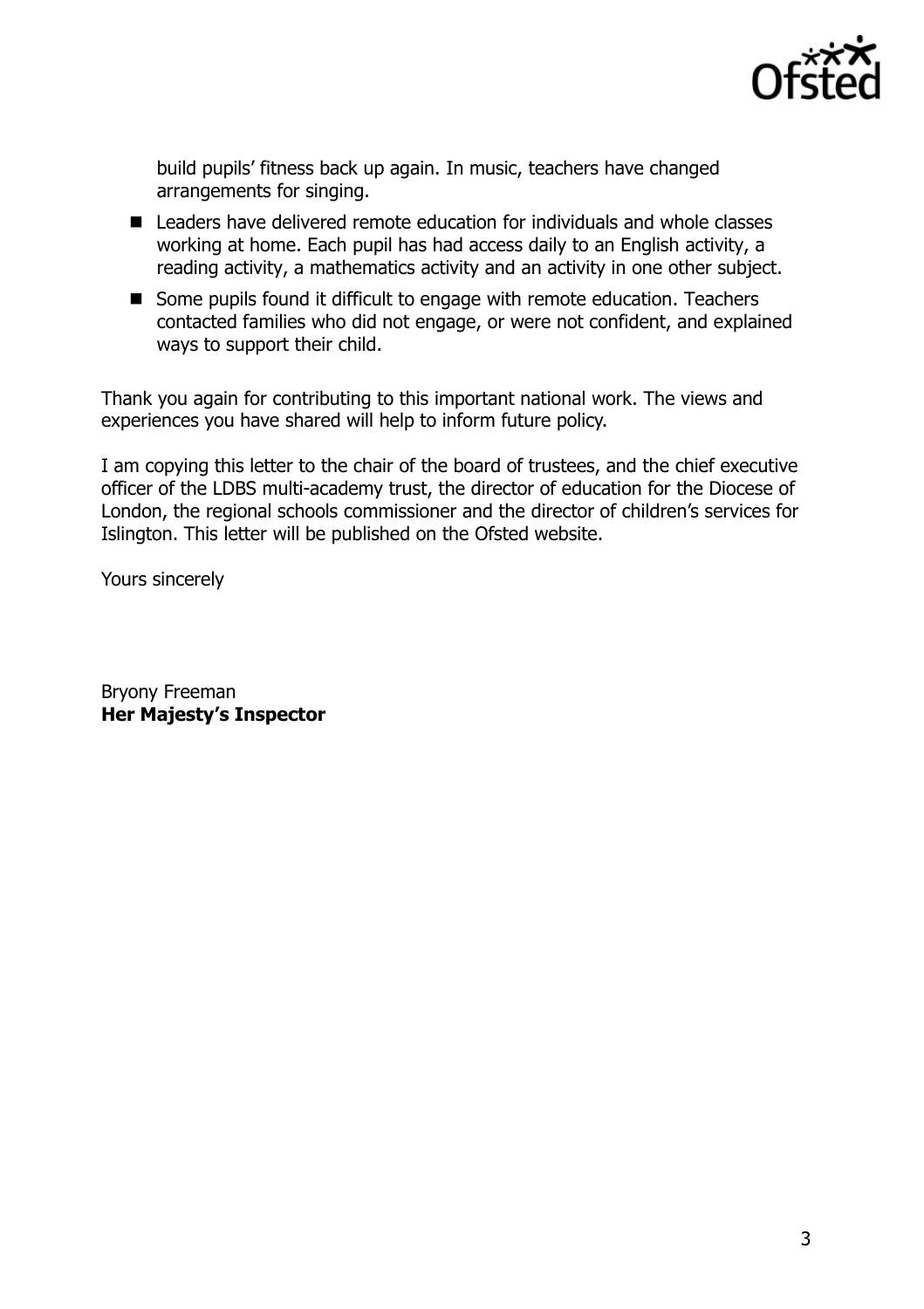build pupils' fitness back up again. In music, teachers have changed arrangements for singing.

- Leaders have delivered remote education for individuals and whole classes working at home. Each pupil has had access daily to an English activity, a reading activity, a mathematics activity and an activity in one other subject.
- Some pupils found it difficult to engage with remote education. Teachers contacted families who did not engage, or were not confident, and explained ways to support their child.

Thank you again for contributing to this important national work. The views and experiences you have shared will help to inform future policy.

I am copying this letter to the chair of the board of trustees, and the chief executive officer of the LDBS multi-academy trust, the director of education for the Diocese of London, the regional schools commissioner and the director of children's services for Islington. This letter will be published on the Ofsted website.

Yours sincerely

Bryony Freeman
**Her Majesty's Inspector**